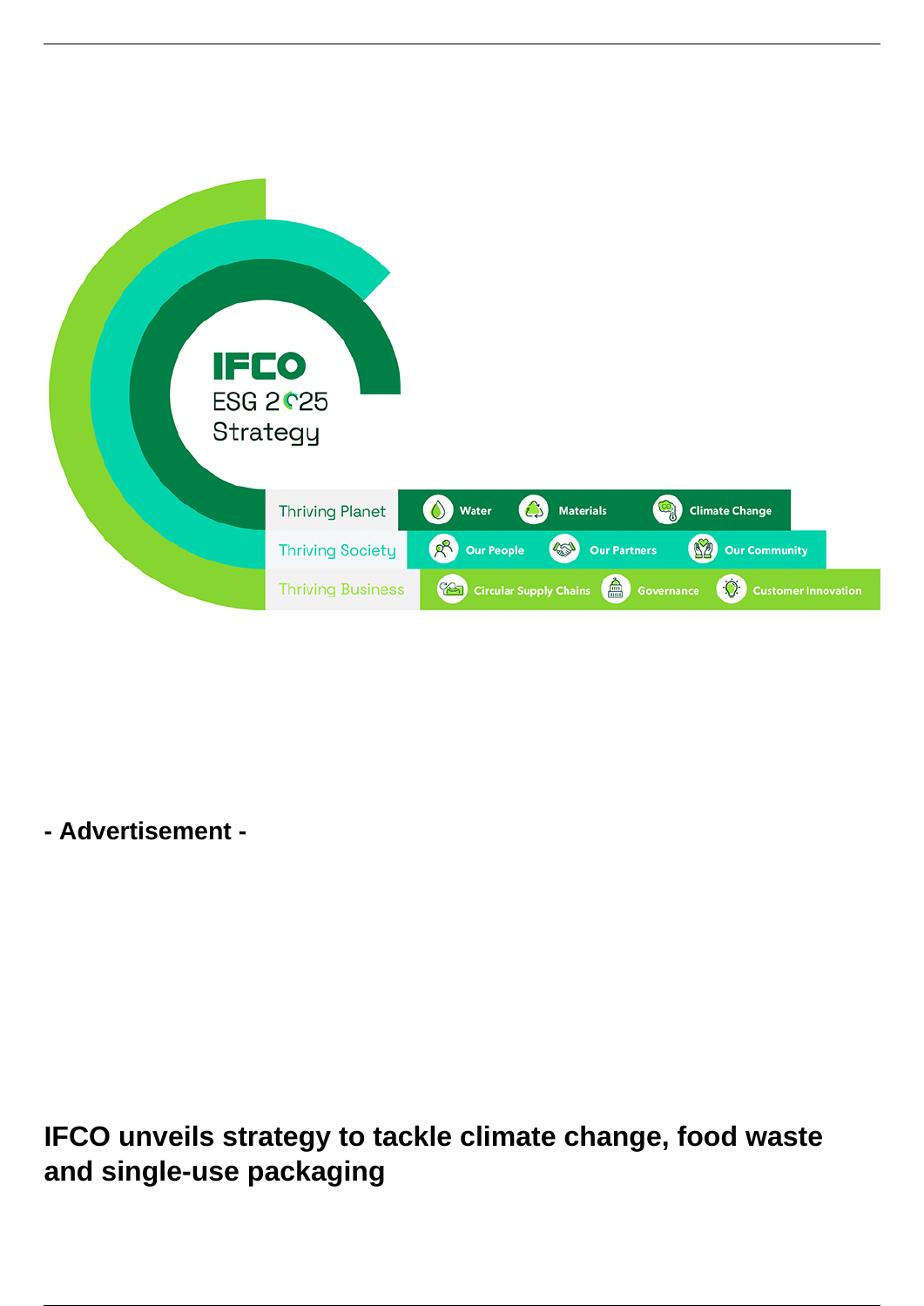IFCO
ESG 2025
Strategy

Thriving Planet: Water, Materials, Climate Change

Thriving Society: Our People, Our Partners, Our Community

Thriving Business: Circular Supply Chains, Governance, Customer Innovation

**- Advertisement -**

# IFCO unveils strategy to tackle climate change, food waste and single-use packaging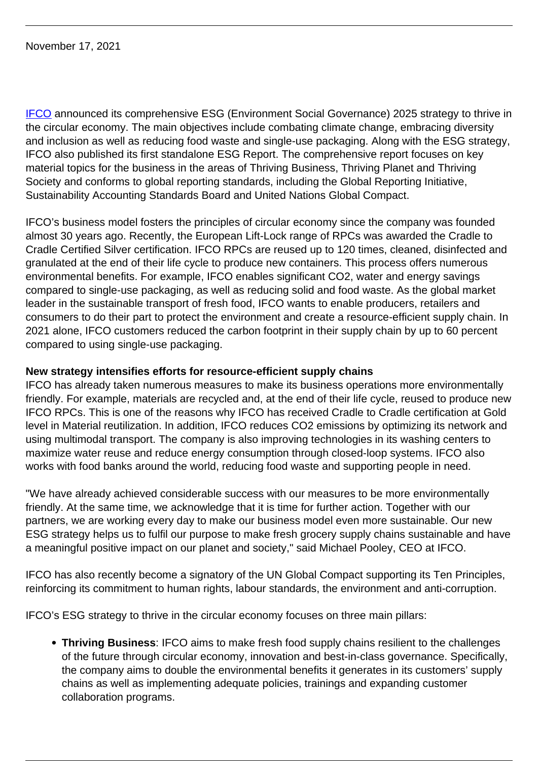November 17, 2021

[IFCO] announced its comprehensive ESG (Environment Social Governance) 2025 strategy to thrive in the circular economy. The main objectives include combating climate change, embracing diversity and inclusion as well as reducing food waste and single-use packaging. Along with the ESG strategy, IFCO also published its first standalone ESG Report. The comprehensive report focuses on key material topics for the business in the areas of Thriving Business, Thriving Planet and Thriving Society and conforms to global reporting standards, including the Global Reporting Initiative, Sustainability Accounting Standards Board and United Nations Global Compact.

IFCO's business model fosters the principles of circular economy since the company was founded almost 30 years ago. Recently, the European Lift-Lock range of RPCs was awarded the Cradle to Cradle Certified Silver certification. IFCO RPCs are reused up to 120 times, cleaned, disinfected and granulated at the end of their life cycle to produce new containers. This process offers numerous environmental benefits. For example, IFCO enables significant $CO_2$, water and energy savings compared to single-use packaging, as well as reducing solid and food waste. As the global market leader in the sustainable transport of fresh food, IFCO wants to enable producers, retailers and consumers to do their part to protect the environment and create a resource-efficient supply chain. In 2021 alone, IFCO customers reduced the carbon footprint in their supply chain by up to 60 percent compared to using single-use packaging.

**New strategy intensifies efforts for resource-efficient supply chains**

IFCO has already taken numerous measures to make its business operations more environmentally friendly. For example, materials are recycled and, at the end of their life cycle, reused to produce new IFCO RPCs. This is one of the reasons why IFCO has received Cradle to Cradle certification at Gold level in Material reutilization. In addition, IFCO reduces $CO_2$ emissions by optimizing its network and using multimodal transport. The company is also improving technologies in its washing centers to maximize water reuse and reduce energy consumption through closed-loop systems. IFCO also works with food banks around the world, reducing food waste and supporting people in need.

"We have already achieved considerable success with our measures to be more environmentally friendly. At the same time, we acknowledge that it is time for further action. Together with our partners, we are working every day to make our business model even more sustainable. Our new ESG strategy helps us to fulfil our purpose to make fresh grocery supply chains sustainable and have a meaningful positive impact on our planet and society," said Michael Pooley, CEO at IFCO.

IFCO has also recently become a signatory of the UN Global Compact supporting its Ten Principles, reinforcing its commitment to human rights, labour standards, the environment and anti-corruption.

IFCO's ESG strategy to thrive in the circular economy focuses on three main pillars:

- **Thriving Business**: IFCO aims to make fresh food supply chains resilient to the challenges of the future through circular economy, innovation and best-in-class governance. Specifically, the company aims to double the environmental benefits it generates in its customers' supply chains as well as implementing adequate policies, trainings and expanding customer collaboration programs.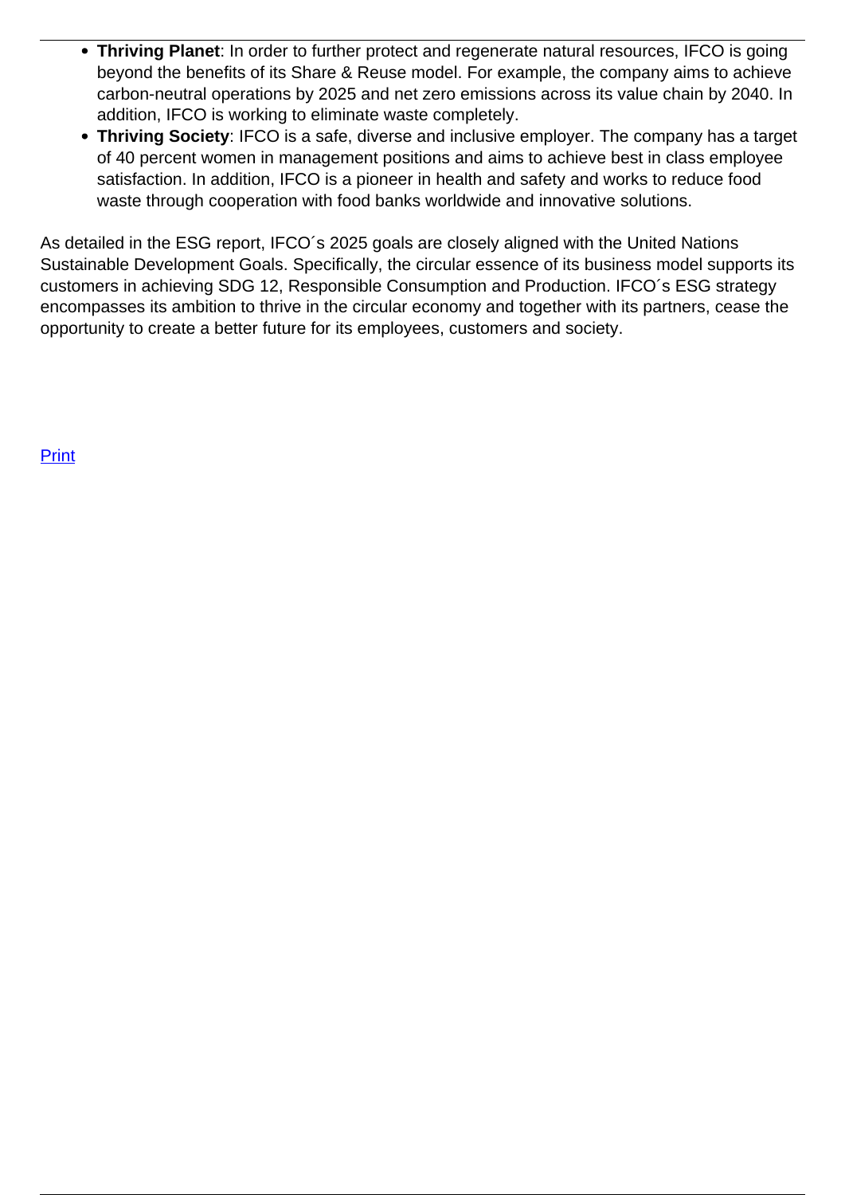- **Thriving Planet**: In order to further protect and regenerate natural resources, IFCO is going beyond the benefits of its Share & Reuse model. For example, the company aims to achieve carbon-neutral operations by 2025 and net zero emissions across its value chain by 2040. In addition, IFCO is working to eliminate waste completely.
- **Thriving Society**: IFCO is a safe, diverse and inclusive employer. The company has a target of 40 percent women in management positions and aims to achieve best in class employee satisfaction. In addition, IFCO is a pioneer in health and safety and works to reduce food waste through cooperation with food banks worldwide and innovative solutions.

As detailed in the ESG report, IFCO´s 2025 goals are closely aligned with the United Nations Sustainable Development Goals. Specifically, the circular essence of its business model supports its customers in achieving SDG 12, Responsible Consumption and Production. IFCO´s ESG strategy encompasses its ambition to thrive in the circular economy and together with its partners, cease the opportunity to create a better future for its employees, customers and society.

Print